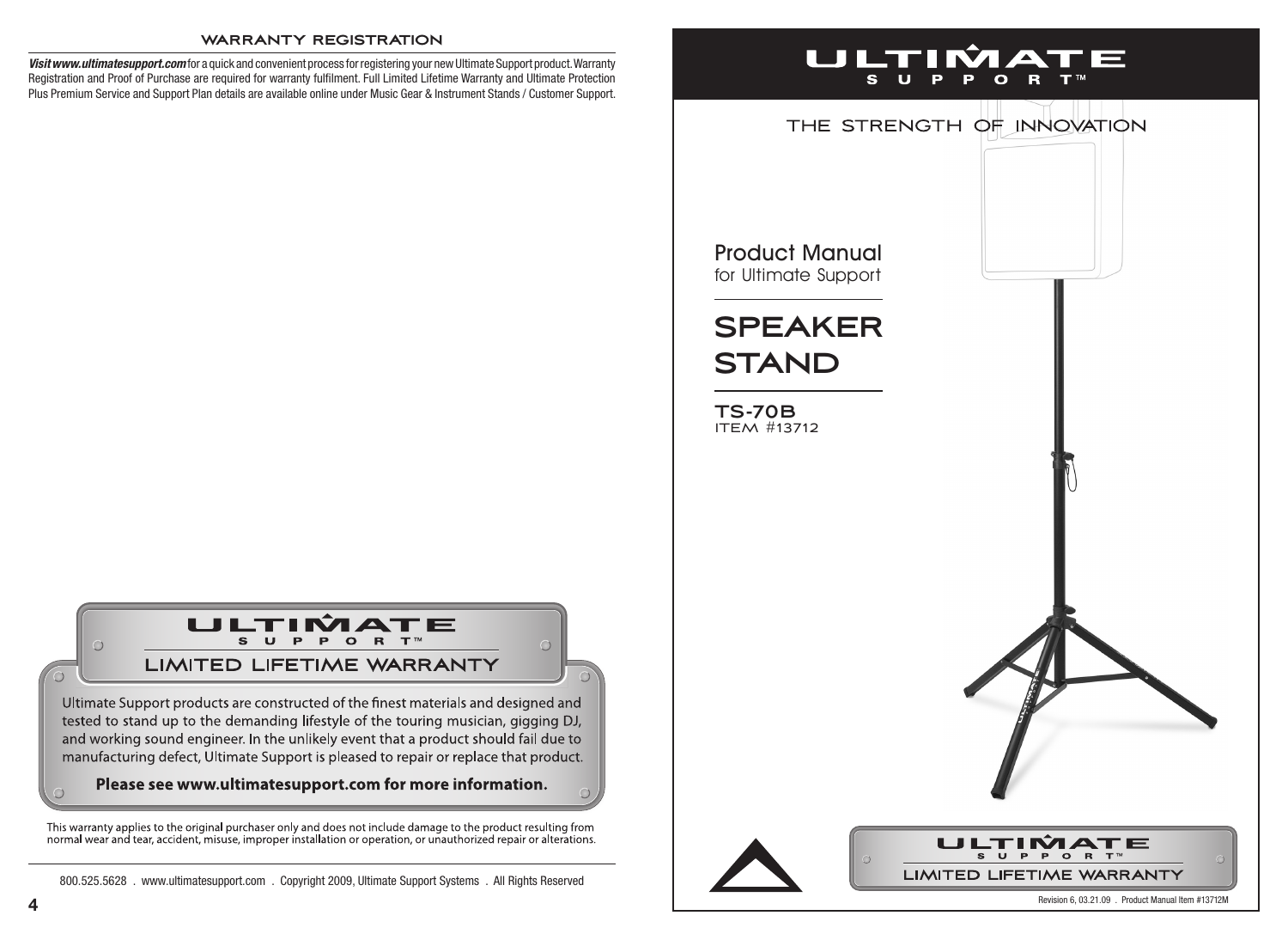## WARRANTY REGISTRATION

***Visit www.ultimatesupport.com*** for a quick and convenient process for registering your new Ultimate Support product. Warranty Registration and Proof of Purchase are required for warranty fulfilment. Full Limited Lifetime Warranty and Ultimate Protection Plus Premium Service and Support Plan details are available online under Music Gear & Instrument Stands / Customer Support.

### ULTIMATE SUPPORT™

### LIMITED LIFETIME WARRANTY

Ultimate Support products are constructed of the finest materials and designed and tested to stand up to the demanding lifestyle of the touring musician, gigging DJ, and working sound engineer. In the unlikely event that a product should fail due to manufacturing defect, Ultimate Support is pleased to repair or replace that product.

**Please see www.ultimatesupport.com for more information.**

This warranty applies to the original purchaser only and does not include damage to the product resulting from normal wear and tear, accident, misuse, improper installation or operation, or unauthorized repair or alterations.

800.525.5628 . www.ultimatesupport.com . Copyright 2009, Ultimate Support Systems . All Rights Reserved

# ULTIMATE SUPPORT™

THE STRENGTH OF INNOVATION

Product Manual
for Ultimate Support

# SPEAKER STAND

## TS-70B
ITEM #13712

ULTIMATE SUPPORT™
LIMITED LIFETIME WARRANTY

Revision 6, 03.21.09 . Product Manual Item #13712M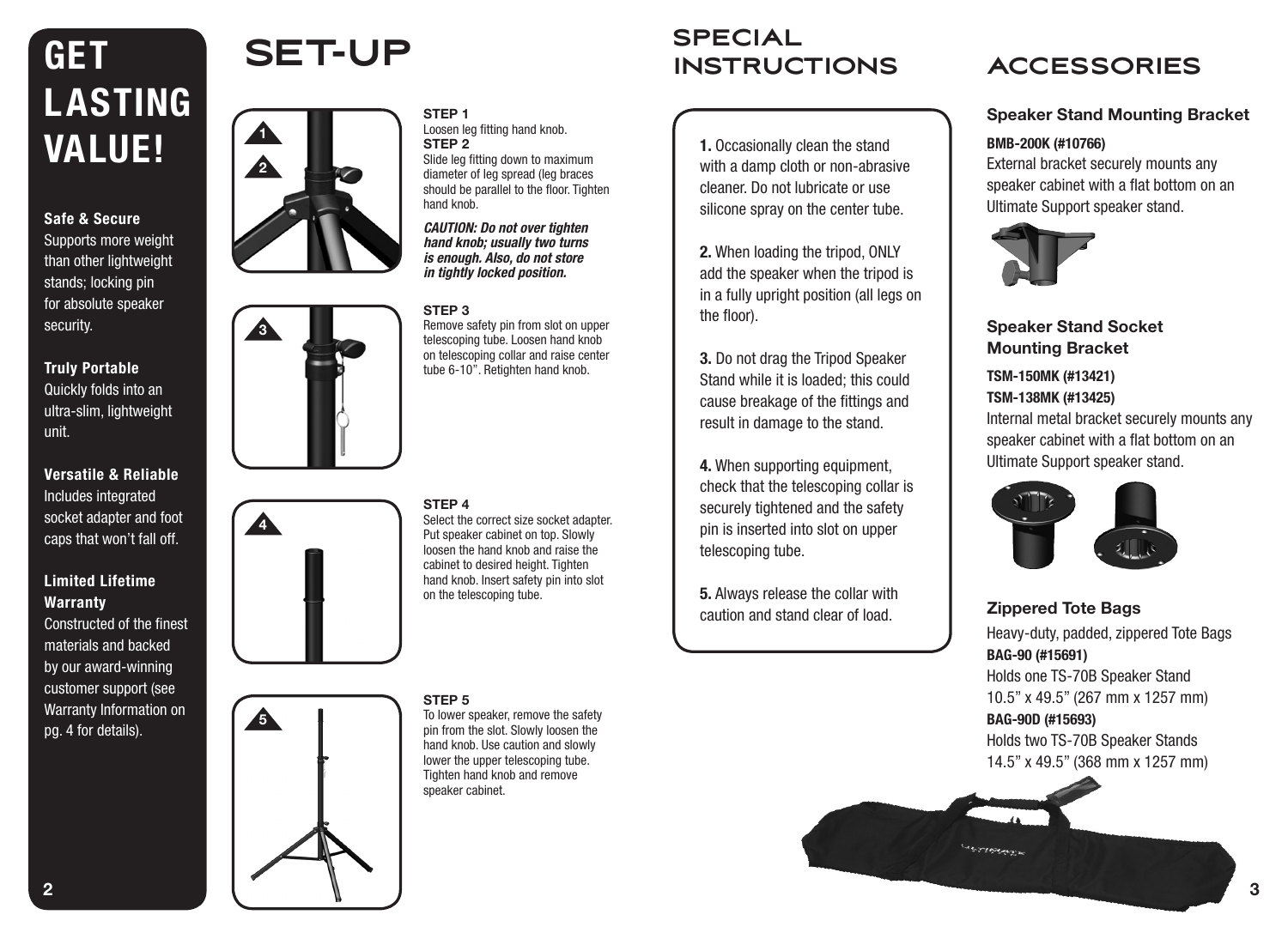# GET LASTING VALUE!

**Safe & Secure**
Supports more weight than other lightweight stands; locking pin for absolute speaker security.

**Truly Portable**
Quickly folds into an ultra-slim, lightweight unit.

**Versatile & Reliable**
Includes integrated socket adapter and foot caps that won't fall off.

**Limited Lifetime Warranty**
Constructed of the finest materials and backed by our award-winning customer support (see Warranty Information on pg. 4 for details).

# SET-UP

**STEP 1**
Loosen leg fitting hand knob.

**STEP 2**
Slide leg fitting down to maximum diameter of leg spread (leg braces should be parallel to the floor. Tighten hand knob.

***CAUTION: Do not over tighten hand knob; usually two turns is enough. Also, do not store in tightly locked position.***

**STEP 3**
Remove safety pin from slot on upper telescoping tube. Loosen hand knob on telescoping collar and raise center tube 6-10". Retighten hand knob.

**STEP 4**
Select the correct size socket adapter. Put speaker cabinet on top. Slowly loosen the hand knob and raise the cabinet to desired height. Tighten hand knob. Insert safety pin into slot on the telescoping tube.

**STEP 5**
To lower speaker, remove the safety pin from the slot. Slowly loosen the hand knob. Use caution and slowly lower the upper telescoping tube. Tighten hand knob and remove speaker cabinet.

# SPECIAL INSTRUCTIONS

**1.** Occasionally clean the stand with a damp cloth or non-abrasive cleaner. Do not lubricate or use silicone spray on the center tube.

**2.** When loading the tripod, ONLY add the speaker when the tripod is in a fully upright position (all legs on the floor).

**3.** Do not drag the Tripod Speaker Stand while it is loaded; this could cause breakage of the fittings and result in damage to the stand.

**4.** When supporting equipment, check that the telescoping collar is securely tightened and the safety pin is inserted into slot on upper telescoping tube.

**5.** Always release the collar with caution and stand clear of load.

# ACCESSORIES

### Speaker Stand Mounting Bracket

**BMB-200K (#10766)**
External bracket securely mounts any speaker cabinet with a flat bottom on an Ultimate Support speaker stand.

### Speaker Stand Socket Mounting Bracket

**TSM-150MK (#13421)**
**TSM-138MK (#13425)**
Internal metal bracket securely mounts any speaker cabinet with a flat bottom on an Ultimate Support speaker stand.

### Zippered Tote Bags

Heavy-duty, padded, zippered Tote Bags

**BAG-90 (#15691)**
Holds one TS-70B Speaker Stand
10.5" x 49.5" (267 mm x 1257 mm)

**BAG-90D (#15693)**
Holds two TS-70B Speaker Stands
14.5" x 49.5" (368 mm x 1257 mm)